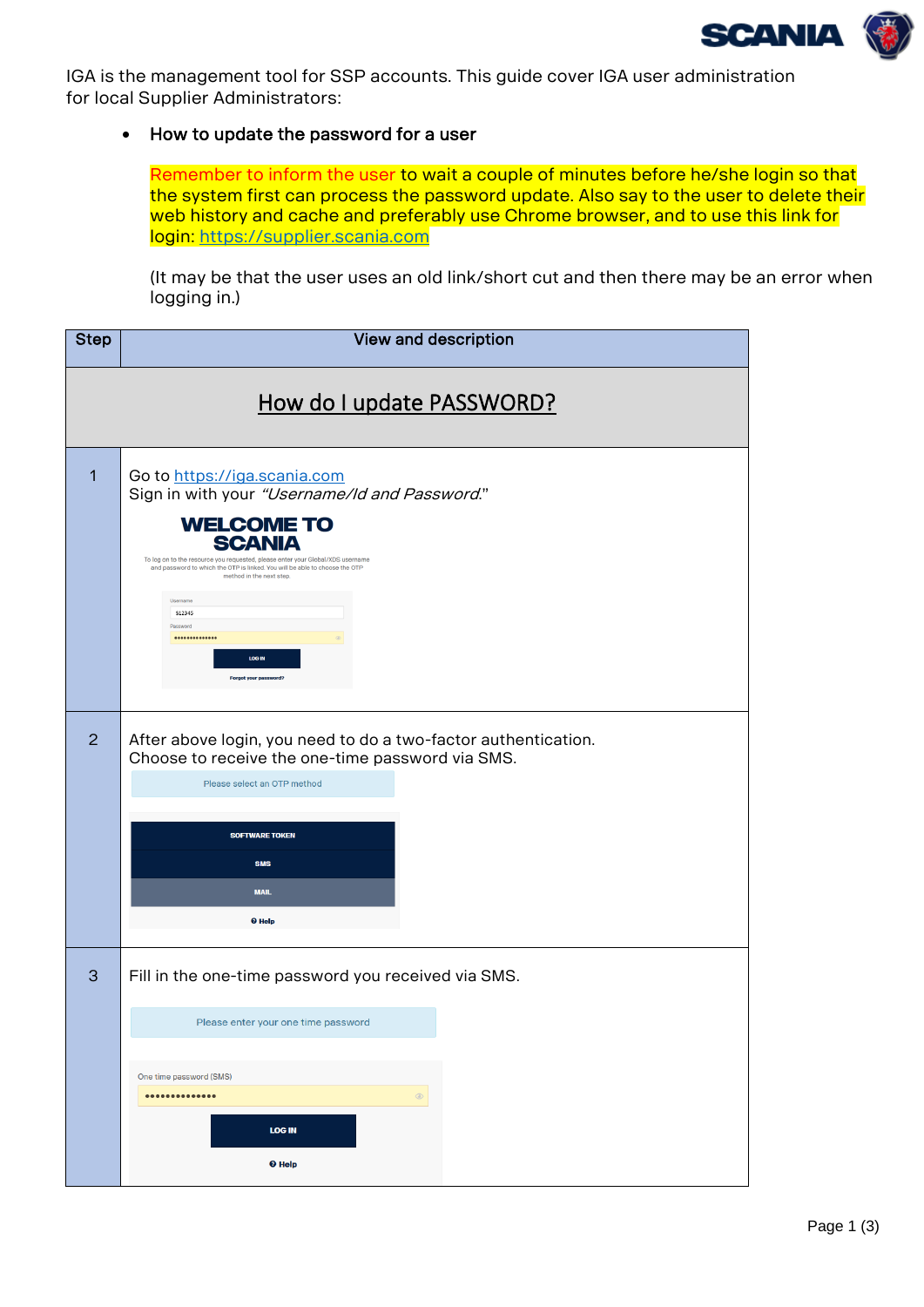IGA is the management tool for SSP accounts. This guide cover IGA user administration for local Supplier Administrators:

- How to update the password for a user

  Remember to inform the user to wait a couple of minutes before he/she login so that the system first can process the password update. Also say to the user to delete their web history and cache and preferably use Chrome browser, and to use this link for login: https://supplier.scania.com

  (It may be that the user uses an old link/short cut and then there may be an error when logging in.)

| Step | View and description |
| --- | --- |
| | **How do I update PASSWORD?** |
| 1 | Go to https://iga.scania.com<br>Sign in with your *"Username/Id and Password.*"<br>WELCOME TO SCANIA<br>To log on to the resource you requested, please enter your Global/XDS username and password to which the OTP is linked. You will be able to choose the OTP method in the next step.<br>Username<br>S12345<br>Password<br>LOG IN<br>Forgot your password? |
| 2 | After above login, you need to do a two-factor authentication.<br>Choose to receive the one-time password via SMS.<br>Please select an OTP method<br>SOFTWARE TOKEN<br>SMS<br>MAIL<br>Help |
| 3 | Fill in the one-time password you received via SMS.<br>Please enter your one time password<br>One time password (SMS)<br>LOG IN<br>Help |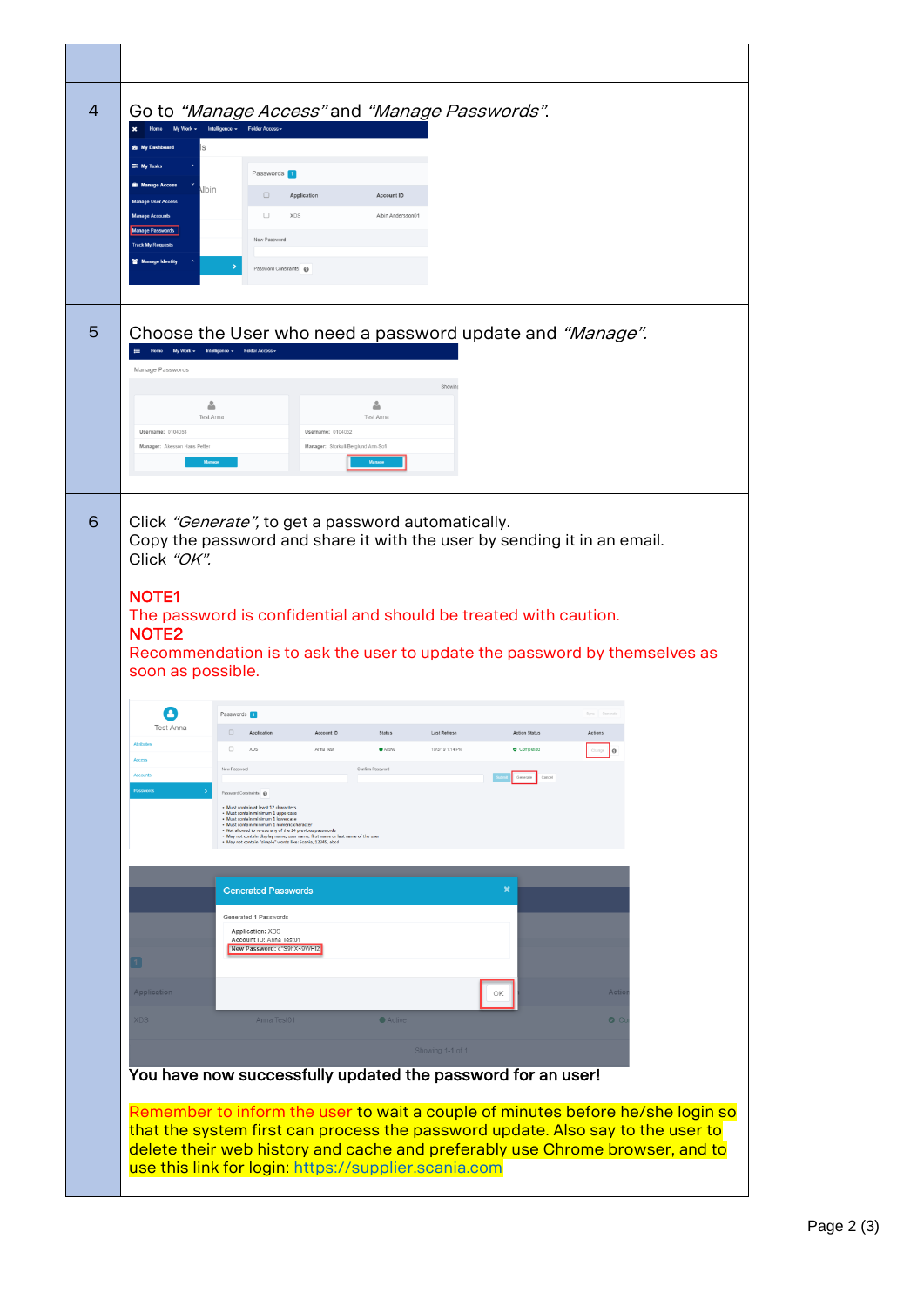| | |
|---|---|
| | |
| 4 | Go to *"Manage Access"* and *"Manage Passwords"*. |
| 5 | Choose the User who need a password update and *"Manage"*. |
| 6 | Click *"Generate"*, to get a password automatically.<br>Copy the password and share it with the user by sending it in an email.<br>Click *"OK"*.<br><br>**NOTE1**<br>The password is confidential and should be treated with caution.<br>**NOTE2**<br>Recommendation is to ask the user to update the password by themselves as soon as possible.<br><br>**You have now successfully updated the password for an user!**<br><br>Remember to inform the user to wait a couple of minutes before he/she login so that the system first can process the password update. Also say to the user to delete their web history and cache and preferably use Chrome browser, and to use this link for login: https://supplier.scania.com |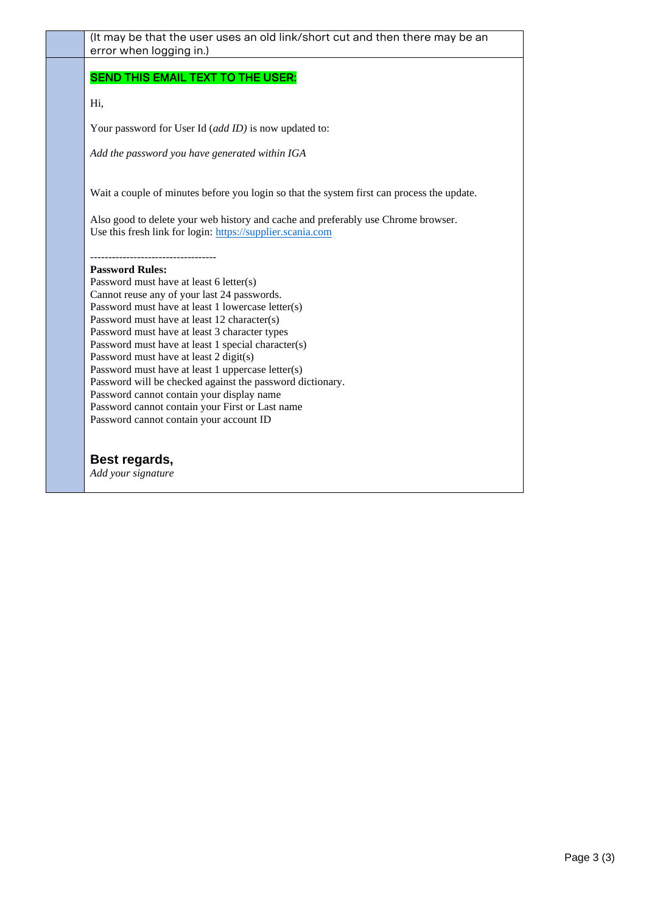(It may be that the user uses an old link/short cut and then there may be an error when logging in.)

**SEND THIS EMAIL TEXT TO THE USER:**

Hi,

Your password for User Id (*add ID)* is now updated to:

*Add the password you have generated within IGA*

Wait a couple of minutes before you login so that the system first can process the update.

Also good to delete your web history and cache and preferably use Chrome browser.
Use this fresh link for login: https://supplier.scania.com

-----------------------------------

**Password Rules:**
Password must have at least 6 letter(s)
Cannot reuse any of your last 24 passwords.
Password must have at least 1 lowercase letter(s)
Password must have at least 12 character(s)
Password must have at least 3 character types
Password must have at least 1 special character(s)
Password must have at least 2 digit(s)
Password must have at least 1 uppercase letter(s)
Password will be checked against the password dictionary.
Password cannot contain your display name
Password cannot contain your First or Last name
Password cannot contain your account ID

**Best regards,**
*Add your signature*